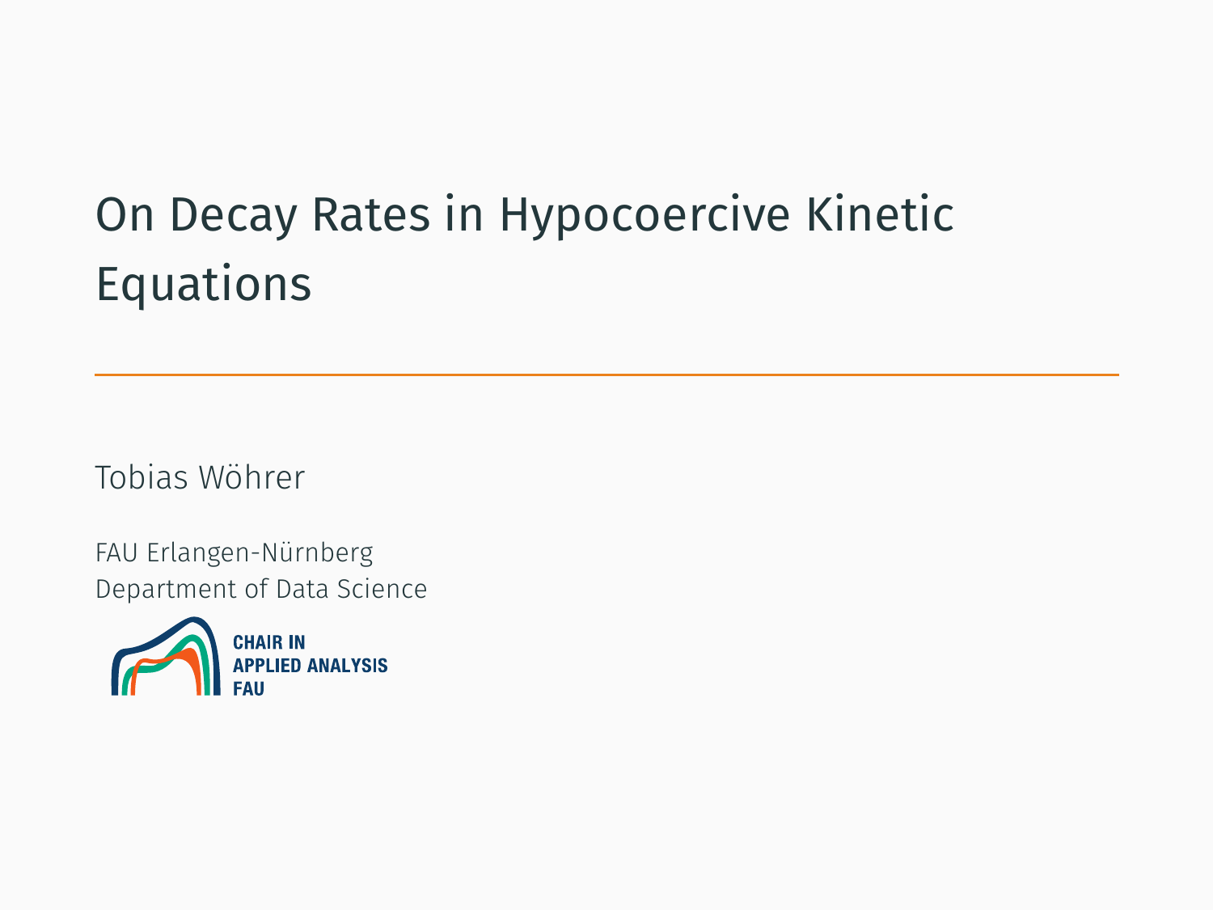# On Decay Rates in Hypocoercive Kinetic Equations

Tobias Wöhrer

FAU Erlangen-Nürnberg
Department of Data Science

CHAIR IN
APPLIED ANALYSIS
FAU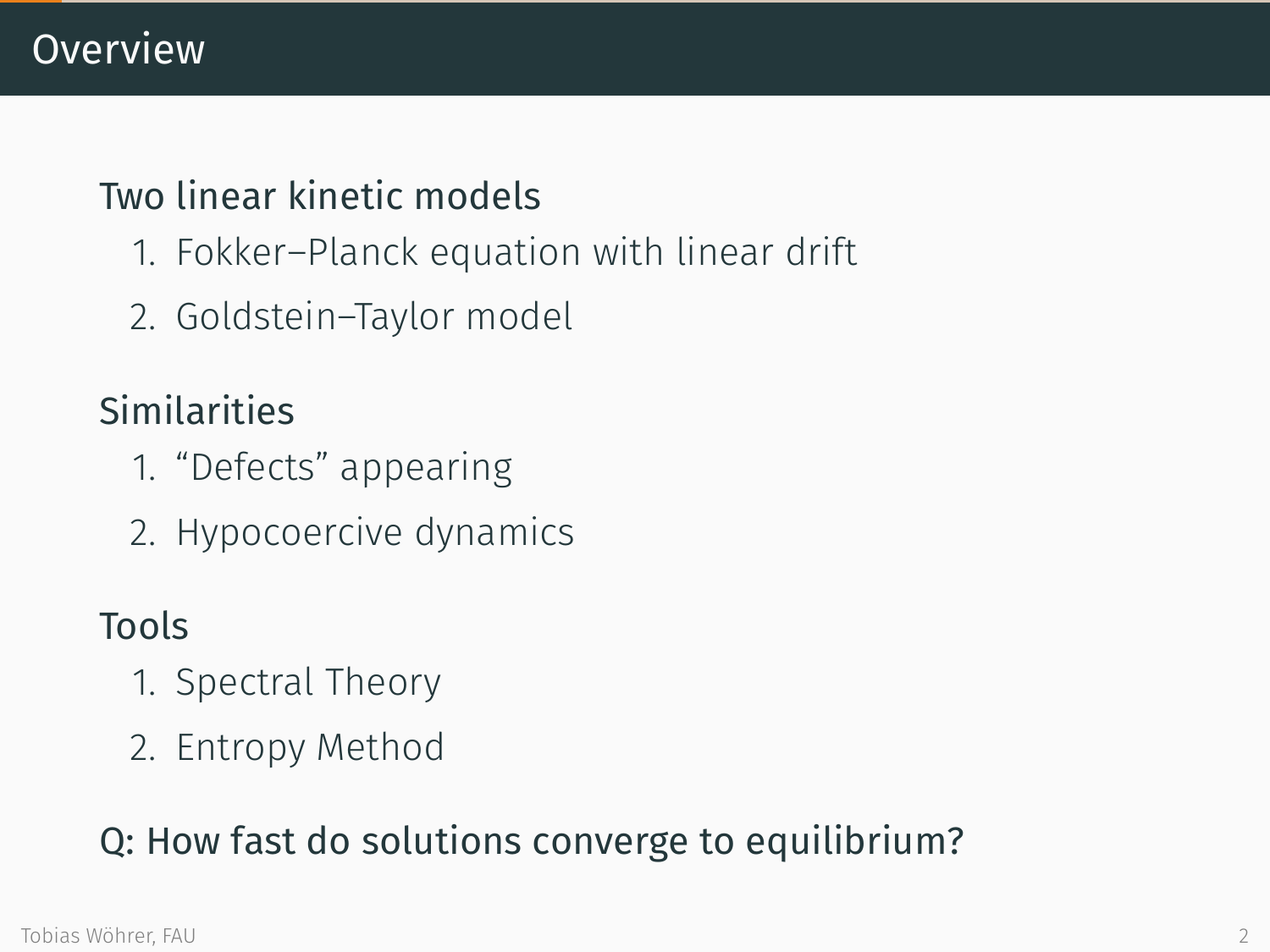# Overview

## Two linear kinetic models

1. Fokker–Planck equation with linear drift
2. Goldstein–Taylor model

## Similarities

1. “Defects” appearing
2. Hypocoercive dynamics

## Tools

1. Spectral Theory
2. Entropy Method

## Q: How fast do solutions converge to equilibrium?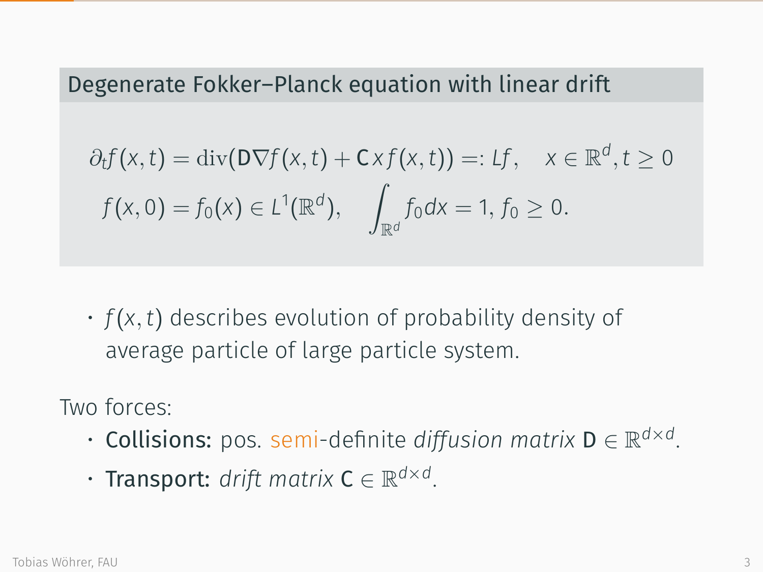### Degenerate Fokker–Planck equation with linear drift

$$
\partial_t f(x,t) = \operatorname{div}(\mathbf{D}\nabla f(x,t) + \mathbf{C}x f(x,t)) =: Lf, \quad x \in \mathbb{R}^d, t \geq 0
$$

$$
f(x,0) = f_0(x) \in L^1(\mathbb{R}^d), \quad \int_{\mathbb{R}^d} f_0 dx = 1, \, f_0 \geq 0.
$$

- $f(x,t)$ describes evolution of probability density of average particle of large particle system.

Two forces:

- **Collisions:** pos. semi-definite *diffusion matrix* $\mathbf{D} \in \mathbb{R}^{d \times d}$.
- **Transport:** *drift matrix* $\mathbf{C} \in \mathbb{R}^{d \times d}$.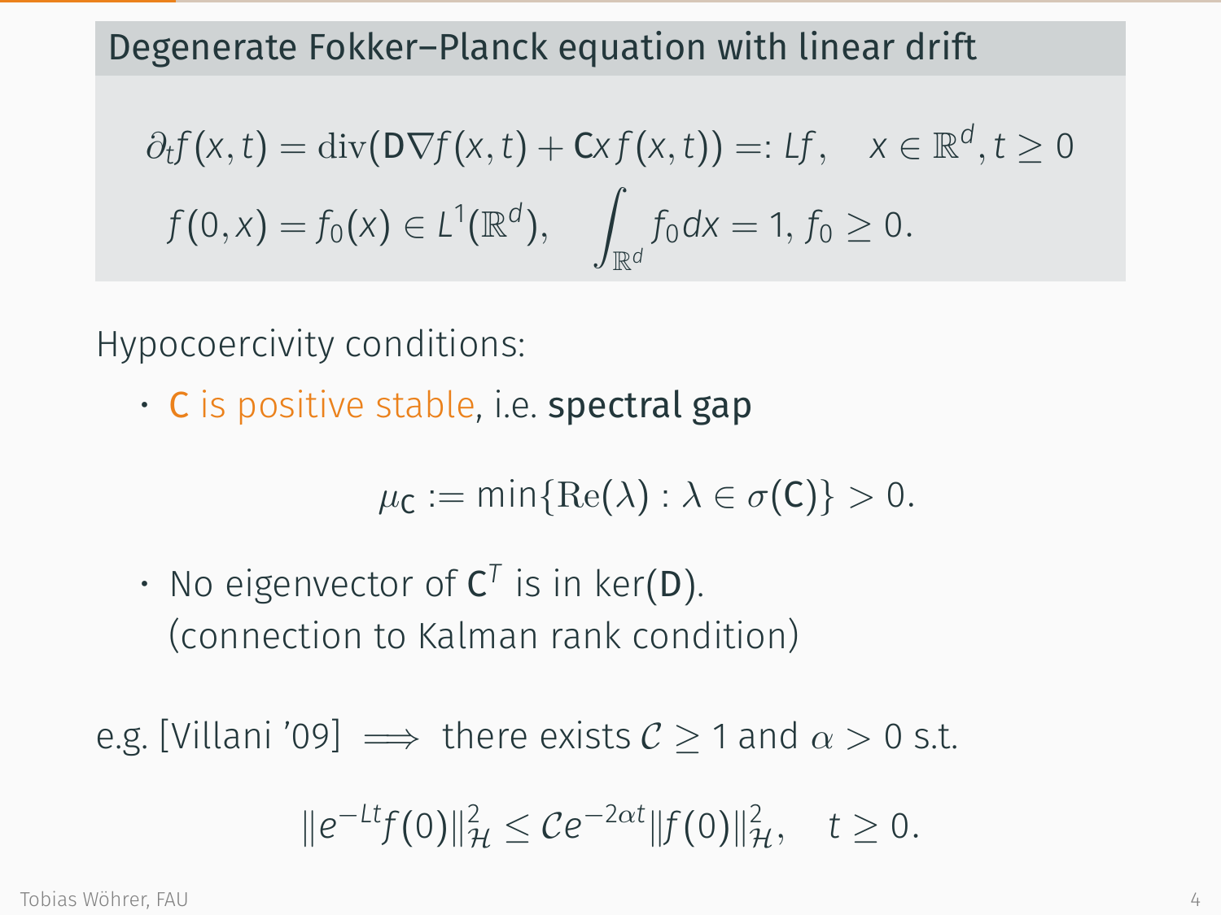## Degenerate Fokker–Planck equation with linear drift

$$
\partial_t f(x,t) = \operatorname{div}(\mathsf{D}\nabla f(x,t) + \mathsf{C}x f(x,t)) =: Lf, \quad x \in \mathbb{R}^d, t \geq 0
$$

$$
f(0,x) = f_0(x) \in L^1(\mathbb{R}^d), \quad \int_{\mathbb{R}^d} f_0 dx = 1, \, f_0 \geq 0.
$$

Hypocoercivity conditions:

- $\mathsf{C}$ is positive stable, i.e. **spectral gap**

$$
\mu_{\mathsf{C}} := \min\{\mathrm{Re}(\lambda) : \lambda \in \sigma(\mathsf{C})\} > 0.
$$

- No eigenvector of $\mathsf{C}^T$ is in $\ker(\mathsf{D})$.
  (connection to Kalman rank condition)

e.g. [Villani '09] $\implies$ there exists $\mathcal{C} \geq 1$ and $\alpha > 0$ s.t.

$$
\|e^{-Lt} f(0)\|_{\mathcal{H}}^2 \leq \mathcal{C} e^{-2\alpha t} \|f(0)\|_{\mathcal{H}}^2, \quad t \geq 0.
$$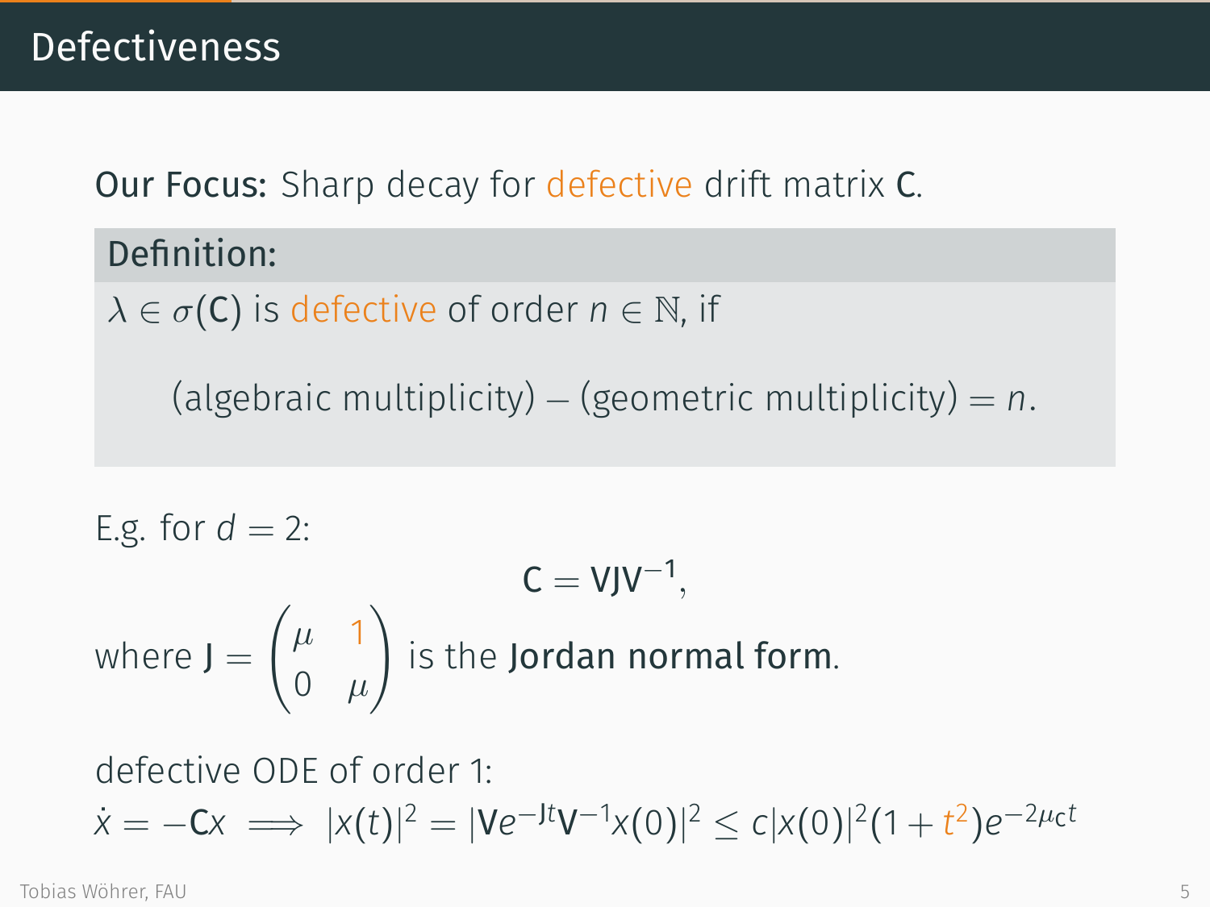## Defectiveness

**Our Focus:** Sharp decay for defective drift matrix $\mathbf{C}$.

**Definition:**

$\lambda \in \sigma(\mathbf{C})$ is defective of order $n \in \mathbb{N}$, if

$$\text{(algebraic multiplicity)} - \text{(geometric multiplicity)} = n.$$

E.g. for $d = 2$:

$$\mathbf{C} = \mathbf{V}\mathbf{J}\mathbf{V}^{-1},$$

where $\mathbf{J} = \begin{pmatrix} \mu & 1 \\ 0 & \mu \end{pmatrix}$ is the **Jordan normal form**.

defective ODE of order 1:

$$\dot{x} = -\mathbf{C}x \implies |x(t)|^2 = |\mathbf{V}e^{-\mathbf{J}t}\mathbf{V}^{-1}x(0)|^2 \leq c|x(0)|^2(1 + t^2)e^{-2\mu_{\mathbf{C}}t}$$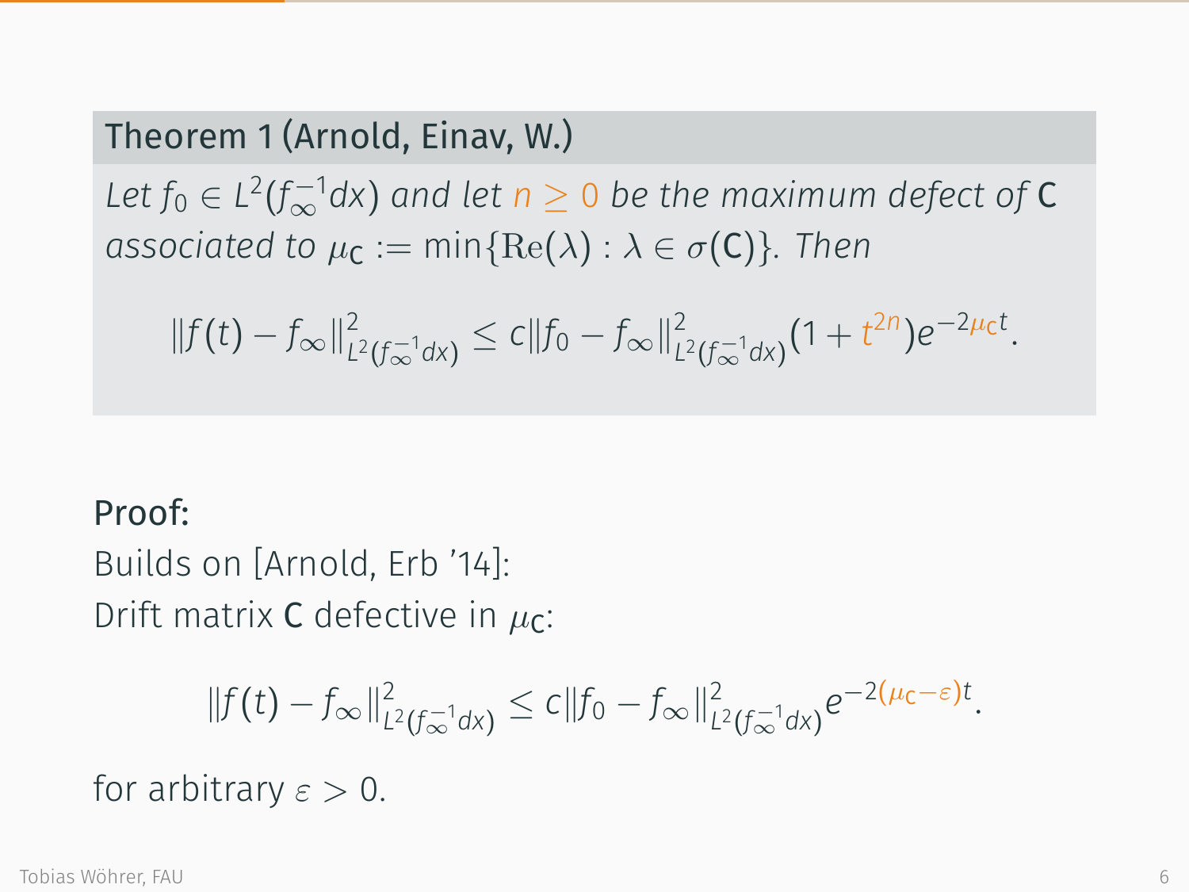**Theorem 1 (Arnold, Einav, W.)**

*Let* $f_0 \in L^2(f_\infty^{-1}dx)$ *and let* $n \geq 0$ *be the maximum defect of* $\mathbf{C}$ *associated to* $\mu_{\mathbf{C}} := \min\{\mathrm{Re}(\lambda) : \lambda \in \sigma(\mathbf{C})\}$. *Then*

$$\|f(t) - f_\infty\|^2_{L^2(f_\infty^{-1}dx)} \leq c\|f_0 - f_\infty\|^2_{L^2(f_\infty^{-1}dx)}(1 + t^{2n})e^{-2\mu_{\mathbf{C}}t}.$$

**Proof:**

Builds on [Arnold, Erb '14]:

Drift matrix $\mathbf{C}$ defective in $\mu_{\mathbf{C}}$:

$$\|f(t) - f_\infty\|^2_{L^2(f_\infty^{-1}dx)} \leq c\|f_0 - f_\infty\|^2_{L^2(f_\infty^{-1}dx)}e^{-2(\mu_{\mathbf{C}}-\varepsilon)t}.$$

for arbitrary $\varepsilon > 0$.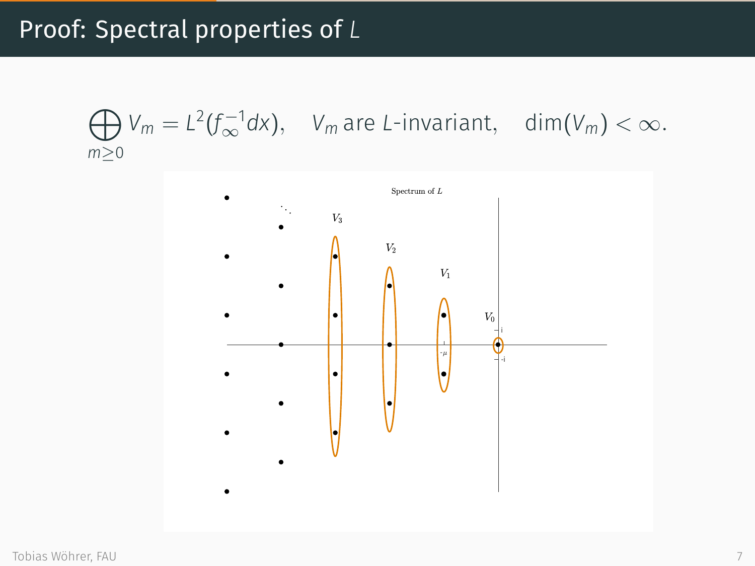# Proof: Spectral properties of $L$

$$\bigoplus_{m\geq 0} V_m = L^2(f_\infty^{-1}dx), \quad V_m \text{ are } L\text{-invariant}, \quad \dim(V_m) < \infty.$$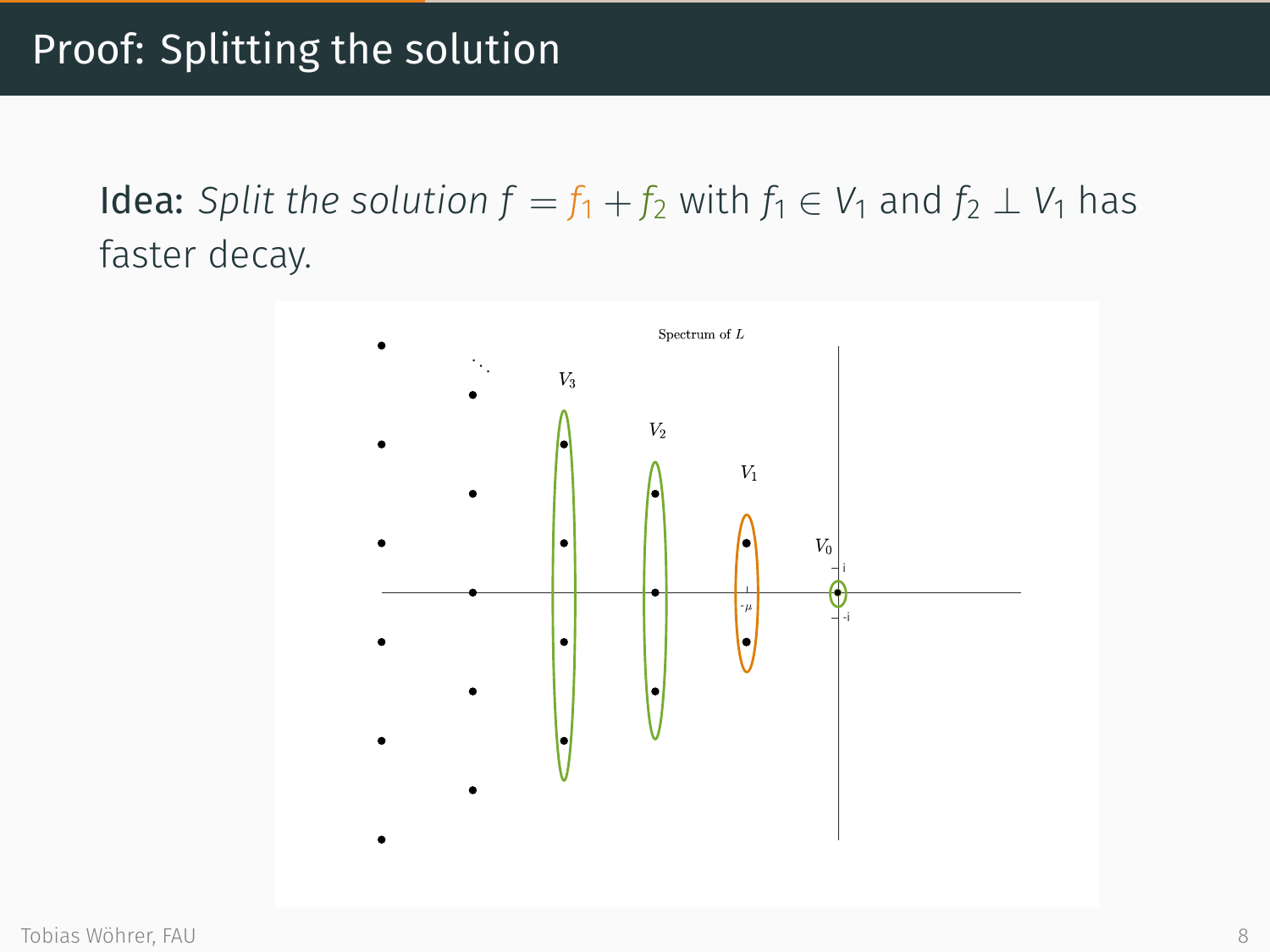# Proof: Splitting the solution

**Idea:** *Split the solution* $f = f_1 + f_2$ with $f_1 \in V_1$ and $f_2 \perp V_1$ has faster decay.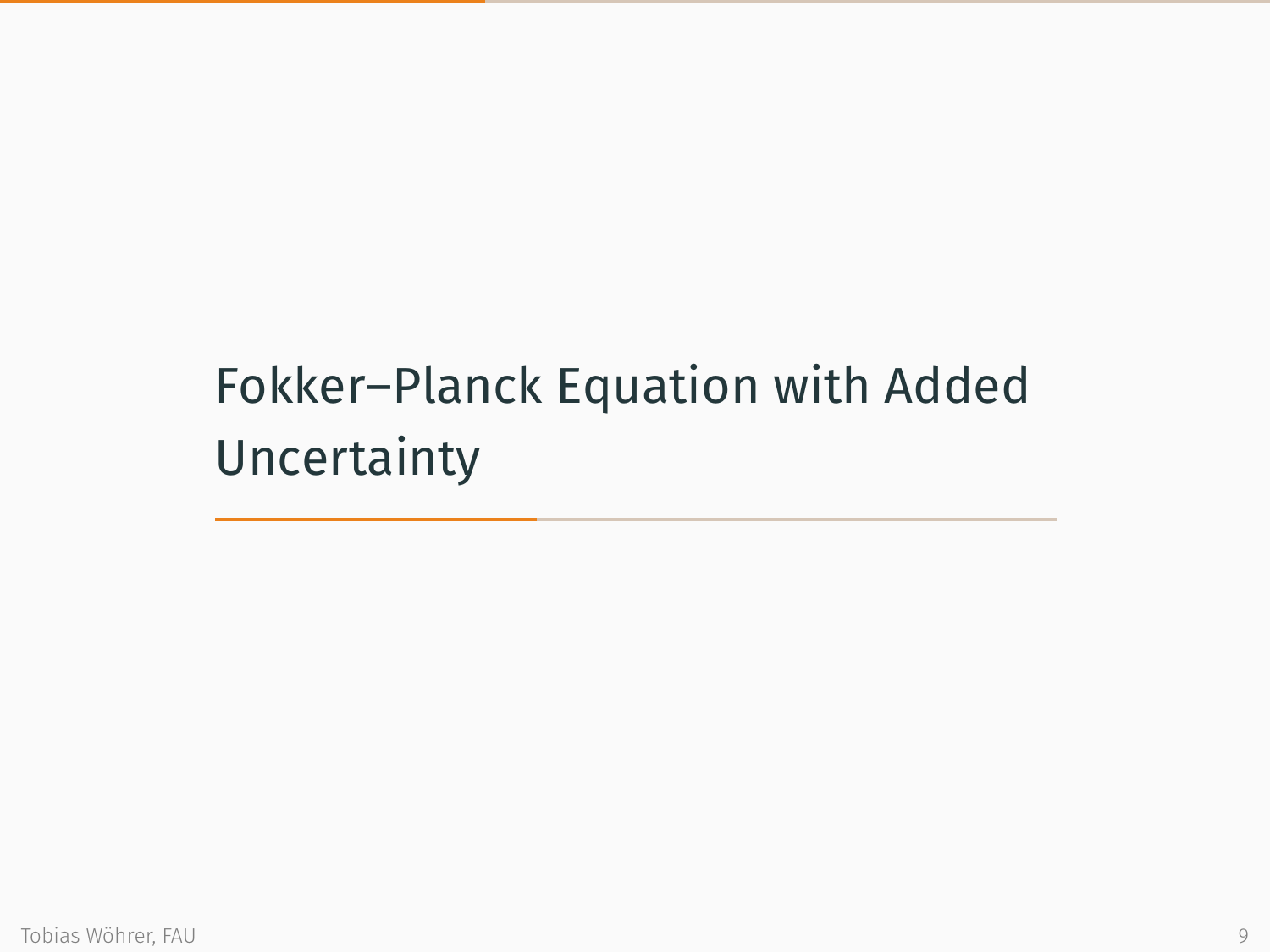# Fokker–Planck Equation with Added Uncertainty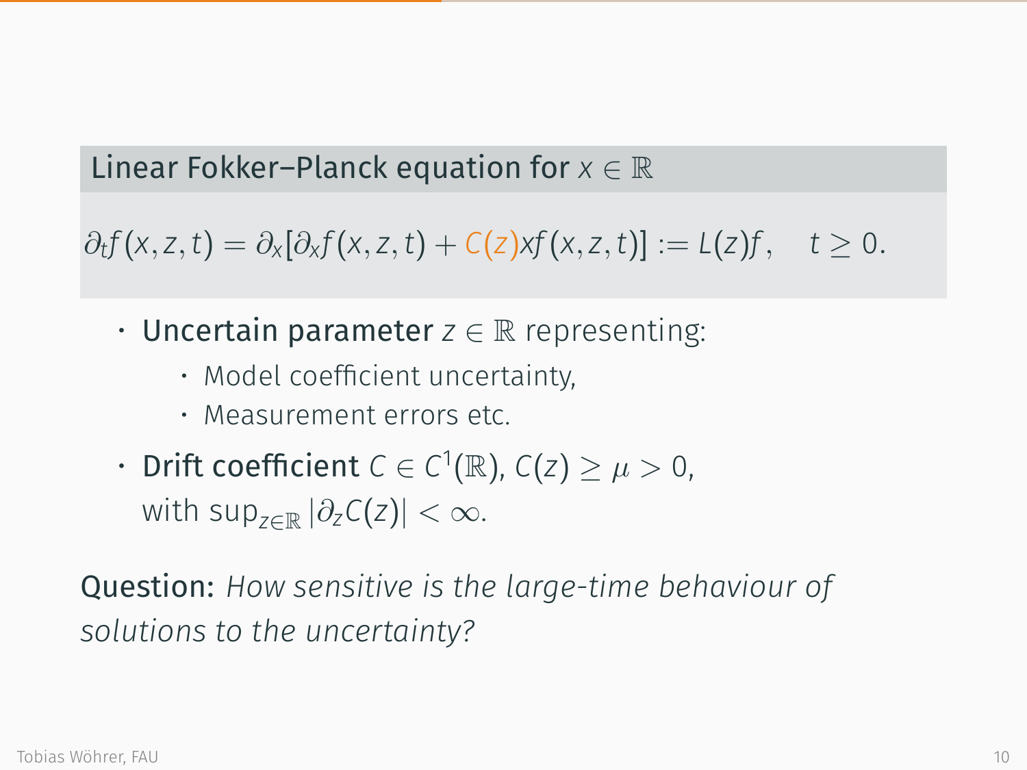### Linear Fokker–Planck equation for $x \in \mathbb{R}$

$$\partial_t f(x,z,t) = \partial_x[\partial_x f(x,z,t) + C(z) x f(x,z,t)] := L(z) f, \quad t \geq 0.$$

- **Uncertain parameter** $z \in \mathbb{R}$ representing:
  - Model coefficient uncertainty,
  - Measurement errors etc.
- **Drift coefficient** $C \in C^1(\mathbb{R})$, $C(z) \geq \mu > 0$, with $\sup_{z \in \mathbb{R}} |\partial_z C(z)| < \infty$.

**Question:** *How sensitive is the large-time behaviour of solutions to the uncertainty?*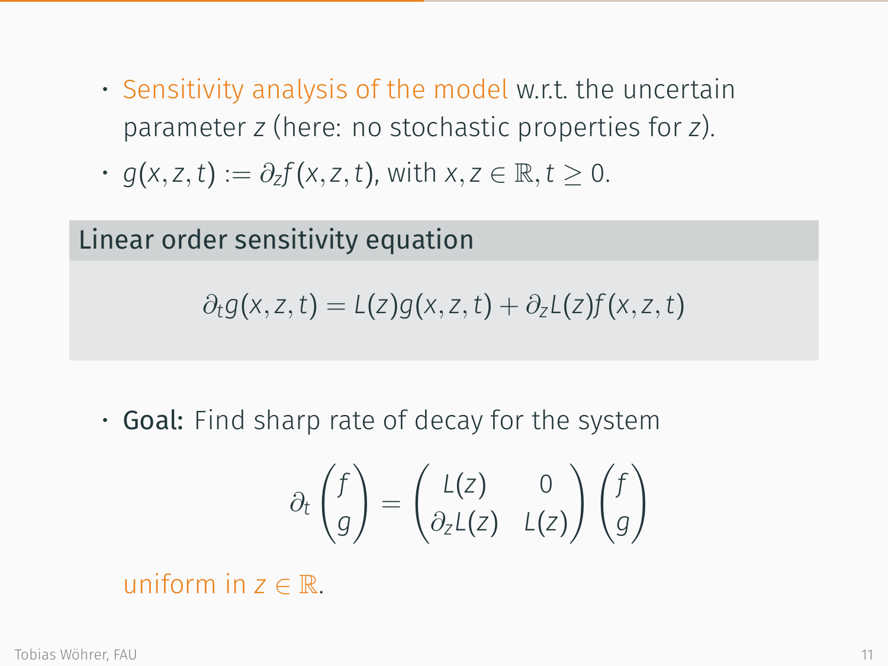- Sensitivity analysis of the model w.r.t. the uncertain parameter $z$ (here: no stochastic properties for $z$).
- $g(x,z,t) := \partial_z f(x,z,t)$, with $x, z \in \mathbb{R}, t \geq 0$.

**Linear order sensitivity equation**

$$\partial_t g(x,z,t) = L(z) g(x,z,t) + \partial_z L(z) f(x,z,t)$$

- **Goal:** Find sharp rate of decay for the system

$$\partial_t \begin{pmatrix} f \\ g \end{pmatrix} = \begin{pmatrix} L(z) & 0 \\ \partial_z L(z) & L(z) \end{pmatrix} \begin{pmatrix} f \\ g \end{pmatrix}$$

uniform in $z \in \mathbb{R}$.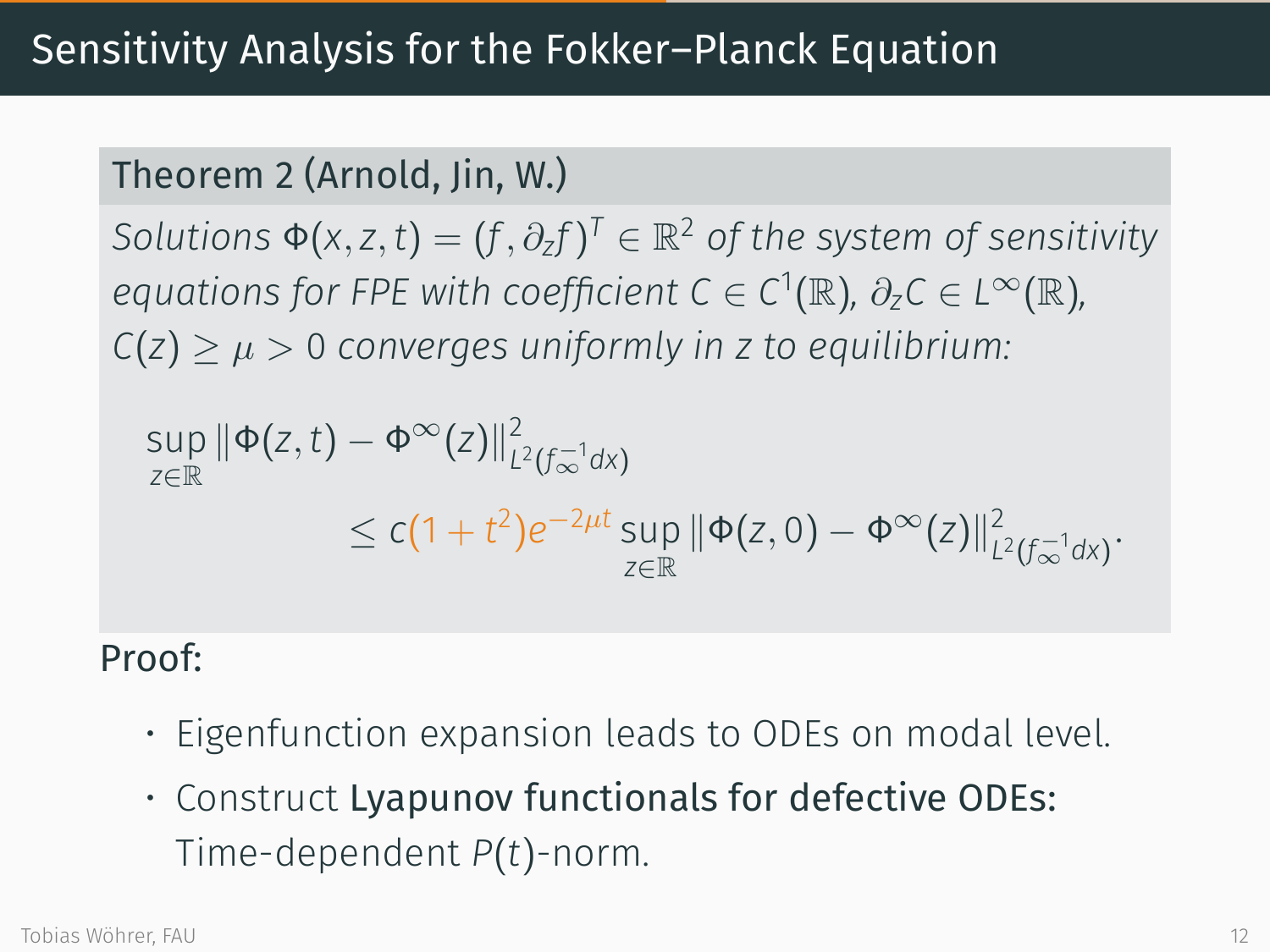# Sensitivity Analysis for the Fokker–Planck Equation

**Theorem 2 (Arnold, Jin, W.)**

*Solutions* $\Phi(x,z,t) = (f, \partial_z f)^T \in \mathbb{R}^2$ *of the system of sensitivity equations for FPE with coefficient* $C \in C^1(\mathbb{R})$, $\partial_z C \in L^\infty(\mathbb{R})$, $C(z) \geq \mu > 0$ *converges uniformly in* $z$ *to equilibrium:*

$$\sup_{z\in\mathbb{R}} \|\Phi(z,t) - \Phi^\infty(z)\|^2_{L^2(f_\infty^{-1}dx)} \leq c(1+t^2)e^{-2\mu t} \sup_{z\in\mathbb{R}} \|\Phi(z,0) - \Phi^\infty(z)\|^2_{L^2(f_\infty^{-1}dx)}.$$

Proof:

- Eigenfunction expansion leads to ODEs on modal level.
- Construct **Lyapunov functionals for defective ODEs:** Time-dependent $P(t)$-norm.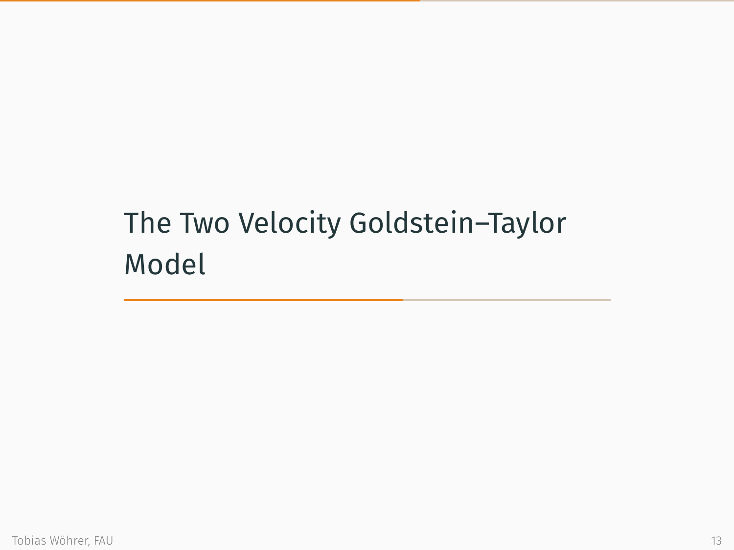# The Two Velocity Goldstein–Taylor Model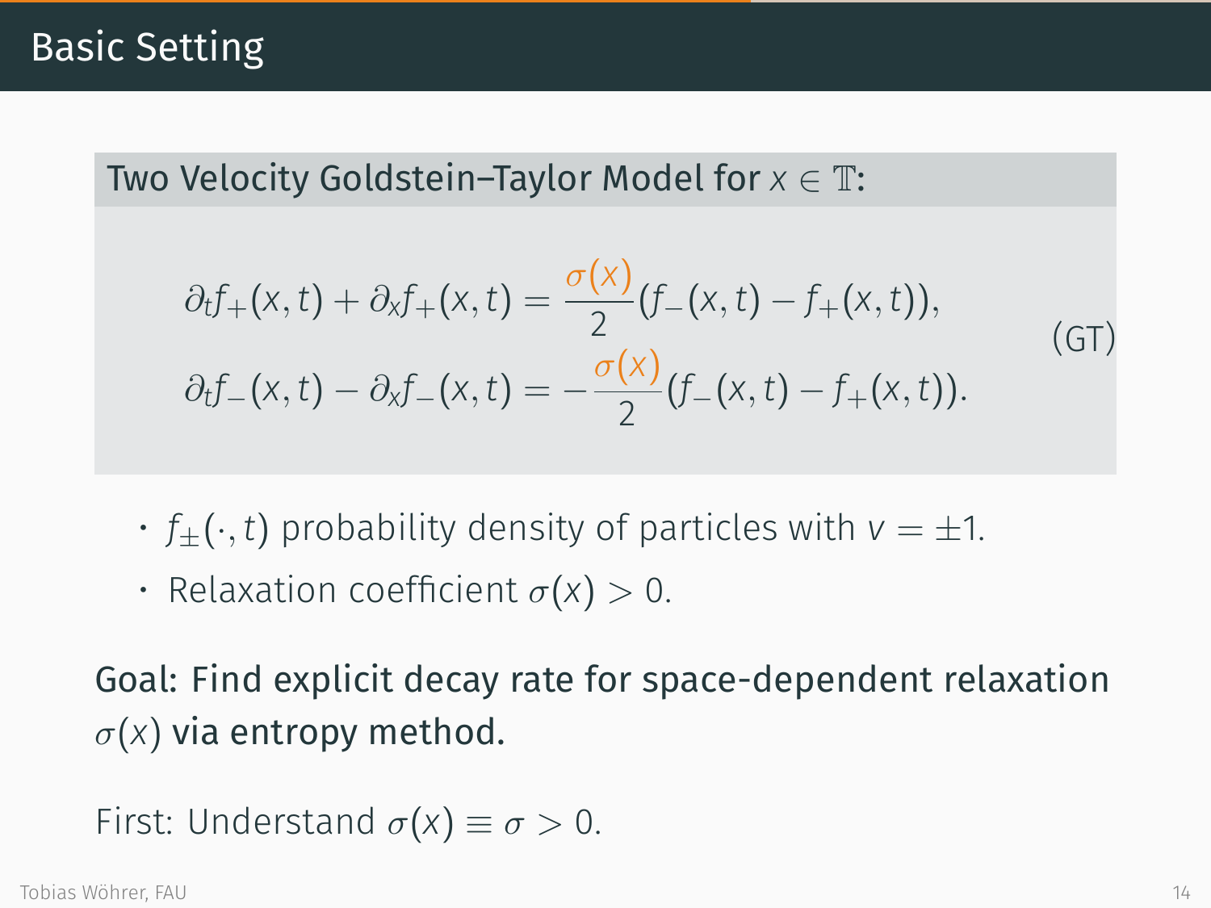# Basic Setting

**Two Velocity Goldstein–Taylor Model for $x \in \mathbb{T}$:**

$$
\begin{aligned}
\partial_t f_+(x,t) + \partial_x f_+(x,t) &= \frac{\sigma(x)}{2}\big(f_-(x,t) - f_+(x,t)\big), \\
\partial_t f_-(x,t) - \partial_x f_-(x,t) &= -\frac{\sigma(x)}{2}\big(f_-(x,t) - f_+(x,t)\big).
\end{aligned}
\tag{GT}
$$

- $f_\pm(\cdot, t)$ probability density of particles with $v = \pm 1$.
- Relaxation coefficient $\sigma(x) > 0$.

**Goal: Find explicit decay rate for space-dependent relaxation $\sigma(x)$ via entropy method.**

First: Understand $\sigma(x) \equiv \sigma > 0$.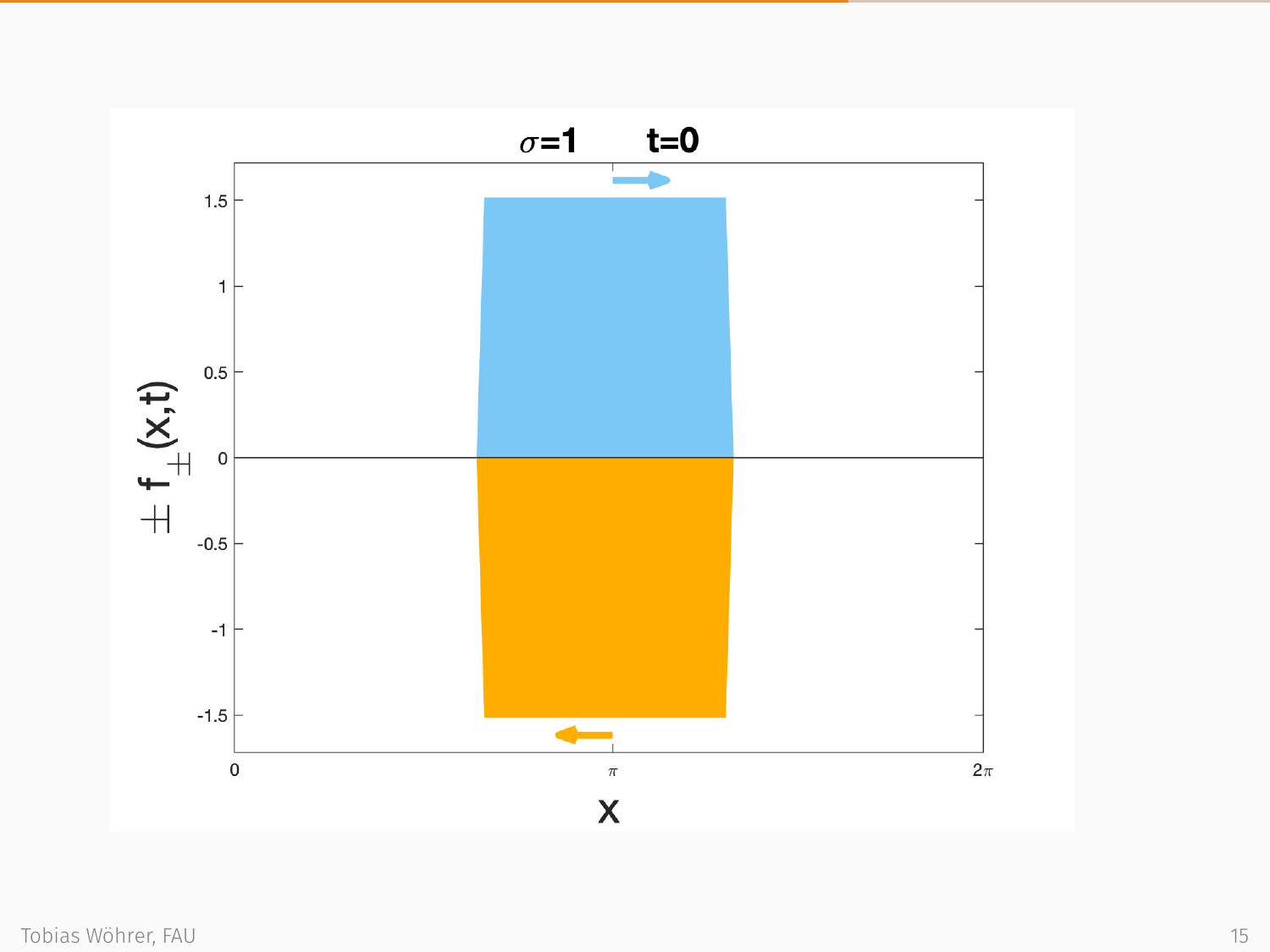$\sigma=1$ $t=0$

$\pm f_{\pm}(x,t)$

$x$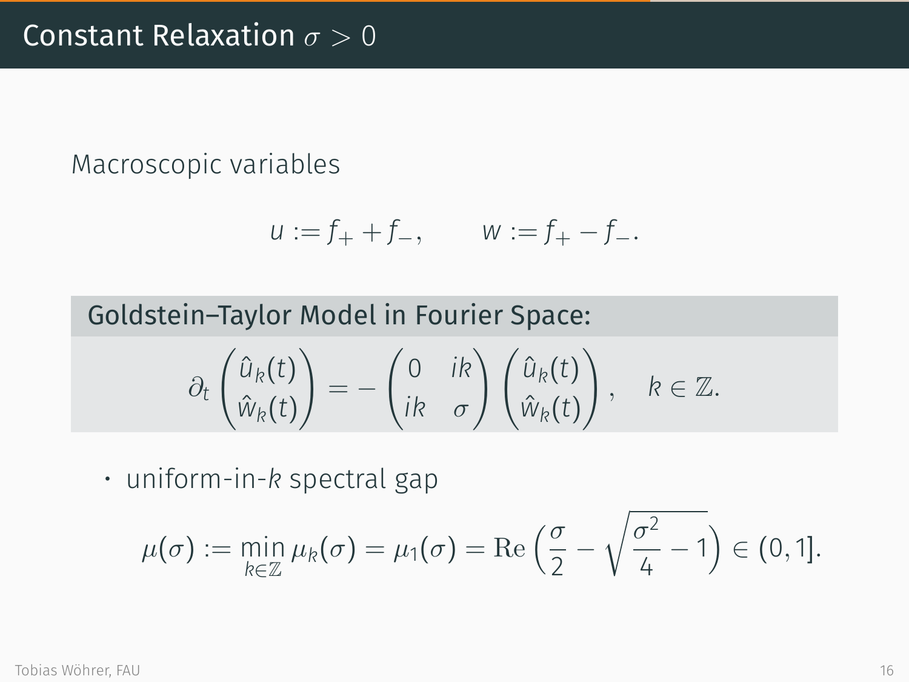# Constant Relaxation $\sigma > 0$

Macroscopic variables

$$u := f_+ + f_-, \qquad w := f_+ - f_-.$$

**Goldstein–Taylor Model in Fourier Space:**

$$\partial_t \begin{pmatrix} \hat{u}_k(t) \\ \hat{w}_k(t) \end{pmatrix} = - \begin{pmatrix} 0 & ik \\ ik & \sigma \end{pmatrix} \begin{pmatrix} \hat{u}_k(t) \\ \hat{w}_k(t) \end{pmatrix}, \quad k \in \mathbb{Z}.$$

- uniform-in-$k$ spectral gap

$$\mu(\sigma) := \min_{k \in \mathbb{Z}} \mu_k(\sigma) = \mu_1(\sigma) = \mathrm{Re}\left( \frac{\sigma}{2} - \sqrt{\frac{\sigma^2}{4} - 1} \right) \in (0, 1].$$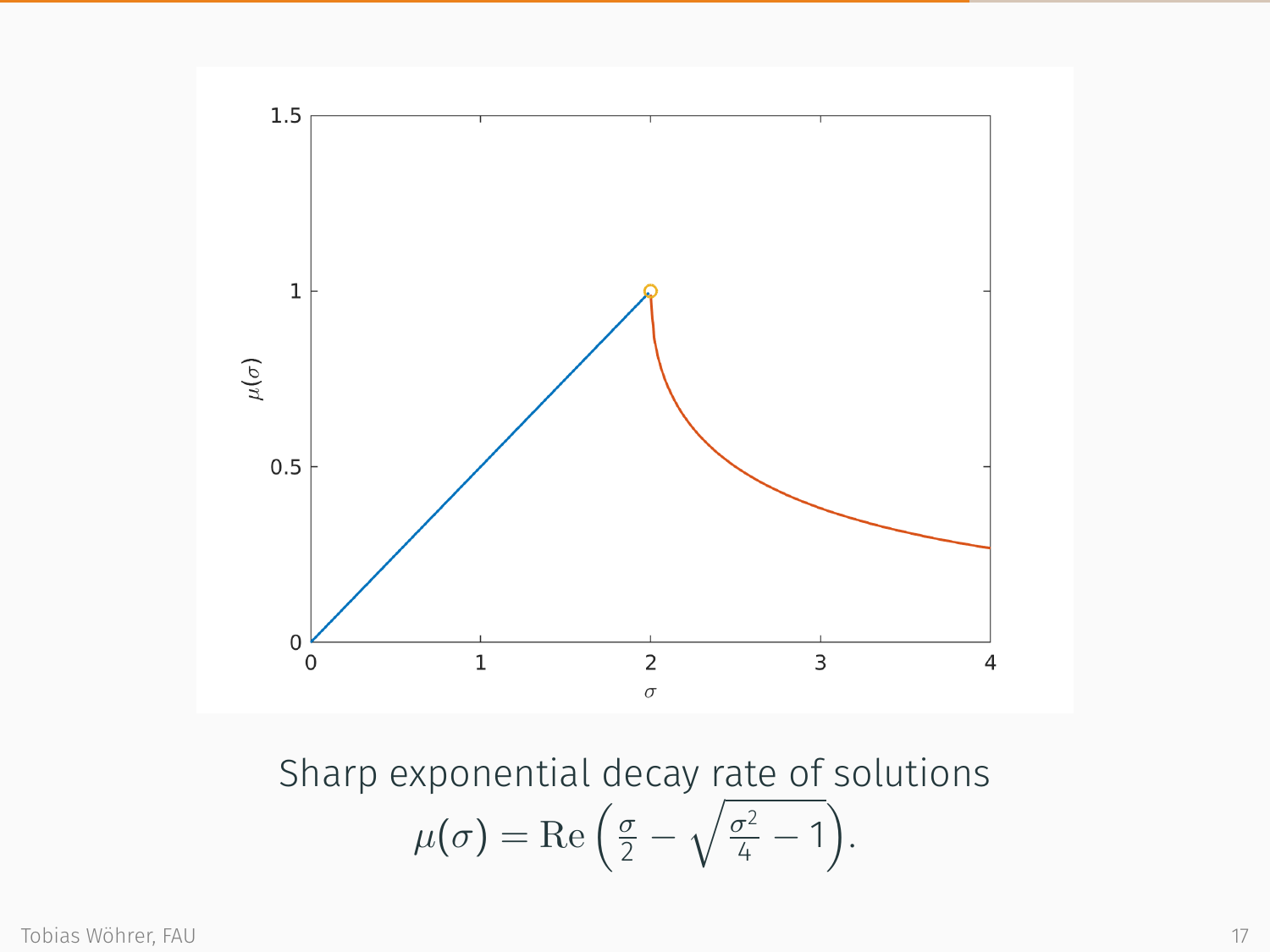Sharp exponential decay rate of solutions

$$\mu(\sigma) = \mathrm{Re}\left(\frac{\sigma}{2} - \sqrt{\frac{\sigma^2}{4} - 1}\right).$$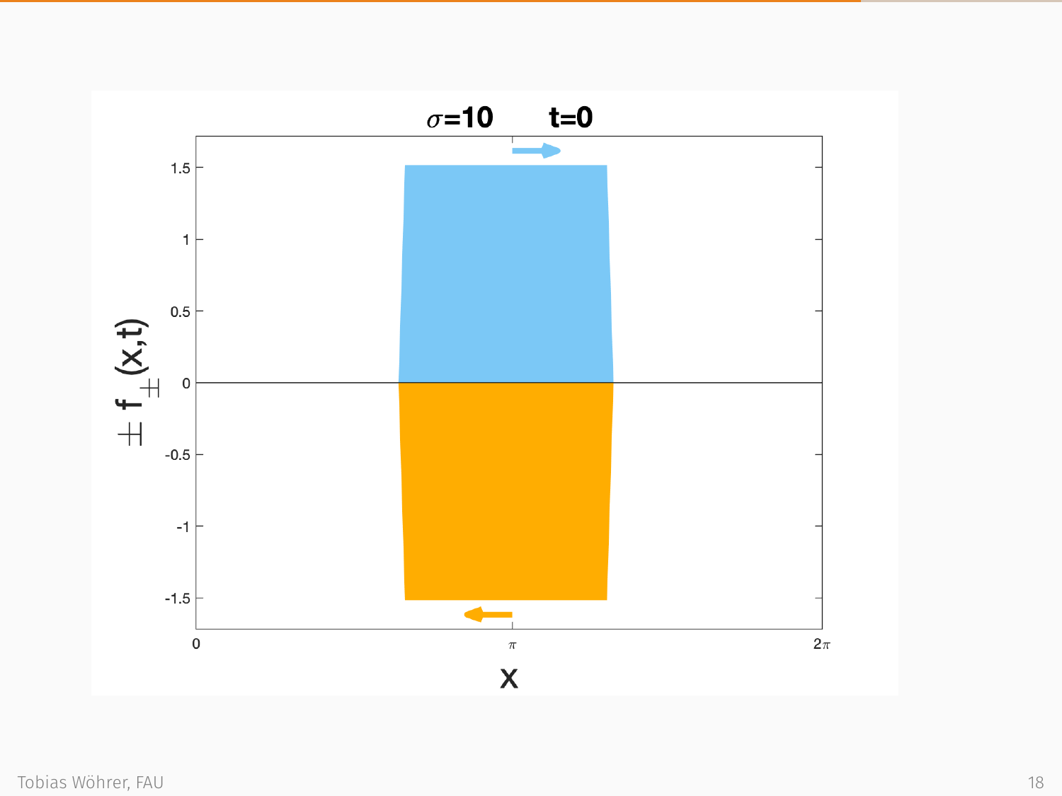$\sigma$=10 t=0

$\pm f_{\pm}(x,t)$

x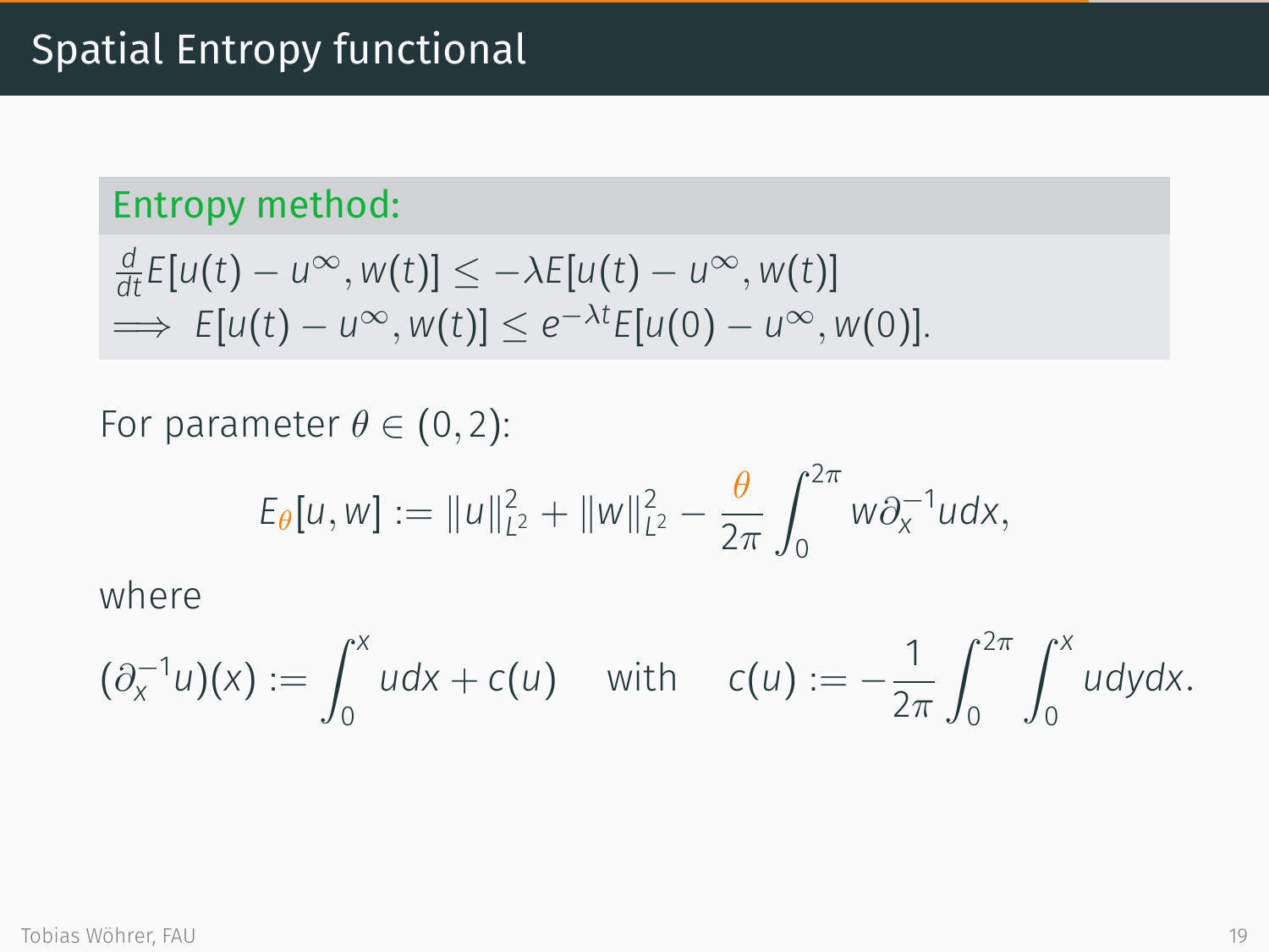# Spatial Entropy functional

**Entropy method:**

$$\frac{d}{dt}E[u(t) - u^\infty, w(t)] \leq -\lambda E[u(t) - u^\infty, w(t)]$$
$$\implies E[u(t) - u^\infty, w(t)] \leq e^{-\lambda t} E[u(0) - u^\infty, w(0)].$$

For parameter $\theta \in (0, 2)$:

$$E_\theta[u, w] := \|u\|_{L^2}^2 + \|w\|_{L^2}^2 - \frac{\theta}{2\pi} \int_0^{2\pi} w \partial_x^{-1} u dx,$$

where

$$(\partial_x^{-1} u)(x) := \int_0^x u dx + c(u) \quad \text{with} \quad c(u) := -\frac{1}{2\pi} \int_0^{2\pi} \int_0^x u dy dx.$$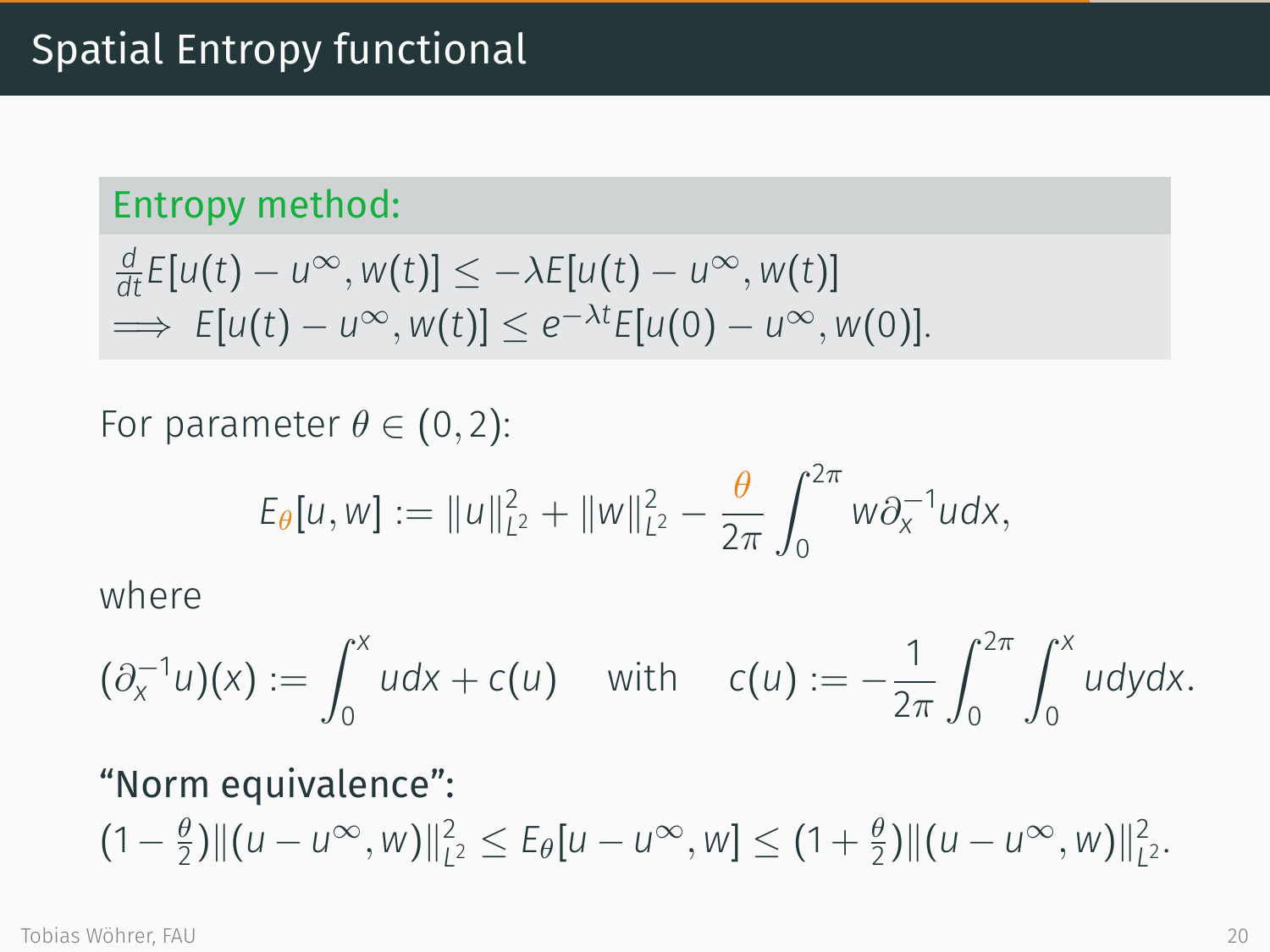# Spatial Entropy functional

**Entropy method:**

$\frac{d}{dt}E[u(t) - u^\infty, w(t)] \leq -\lambda E[u(t) - u^\infty, w(t)]$
$\implies E[u(t) - u^\infty, w(t)] \leq e^{-\lambda t} E[u(0) - u^\infty, w(0)].$

For parameter $\theta \in (0, 2)$:

$$E_\theta[u, w] := \|u\|_{L^2}^2 + \|w\|_{L^2}^2 - \frac{\theta}{2\pi} \int_0^{2\pi} w \partial_x^{-1} u dx,$$

where

$$(\partial_x^{-1} u)(x) := \int_0^x u dx + c(u) \quad \text{with} \quad c(u) := -\frac{1}{2\pi} \int_0^{2\pi} \int_0^x u dy dx.$$

**"Norm equivalence":**

$(1 - \frac{\theta}{2}) \|(u - u^\infty, w)\|_{L^2}^2 \leq E_\theta[u - u^\infty, w] \leq (1 + \frac{\theta}{2}) \|(u - u^\infty, w)\|_{L^2}^2.$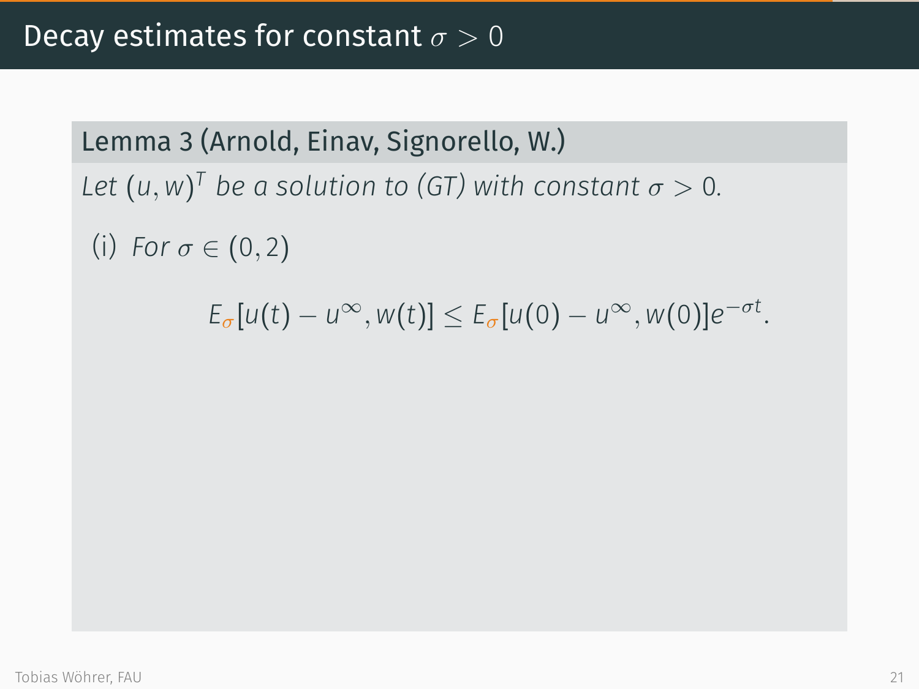# Decay estimates for constant $\sigma > 0$

**Lemma 3 (Arnold, Einav, Signorello, W.)**

*Let $(u, w)^T$ be a solution to (GT) with constant $\sigma > 0$.*

(i) *For $\sigma \in (0, 2)$*

$$E_{\sigma}[u(t) - u^{\infty}, w(t)] \leq E_{\sigma}[u(0) - u^{\infty}, w(0)]e^{-\sigma t}.$$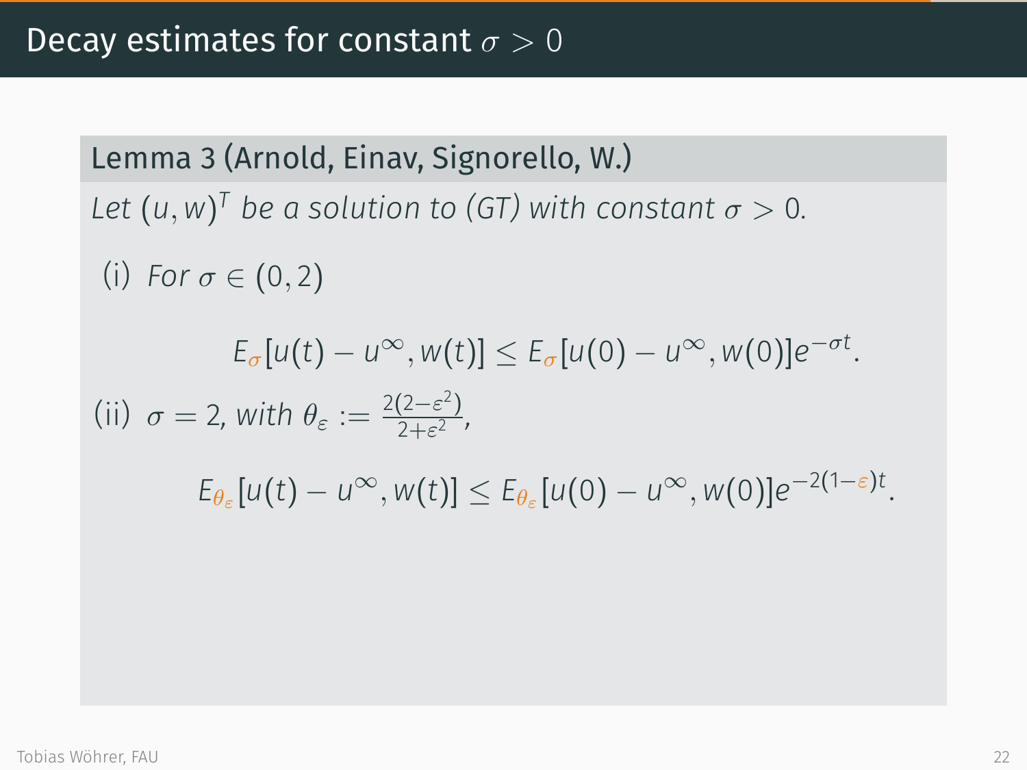# Decay estimates for constant $\sigma > 0$

**Lemma 3 (Arnold, Einav, Signorello, W.)**

*Let $(u, w)^T$ be a solution to (GT) with constant $\sigma > 0$.*

(i) *For $\sigma \in (0, 2)$*

$$E_{\sigma}[u(t) - u^{\infty}, w(t)] \leq E_{\sigma}[u(0) - u^{\infty}, w(0)]e^{-\sigma t}.$$

(ii) $\sigma = 2$, *with* $\theta_{\varepsilon} := \frac{2(2-\varepsilon^2)}{2+\varepsilon^2}$,

$$E_{\theta_{\varepsilon}}[u(t) - u^{\infty}, w(t)] \leq E_{\theta_{\varepsilon}}[u(0) - u^{\infty}, w(0)]e^{-2(1-\varepsilon)t}.$$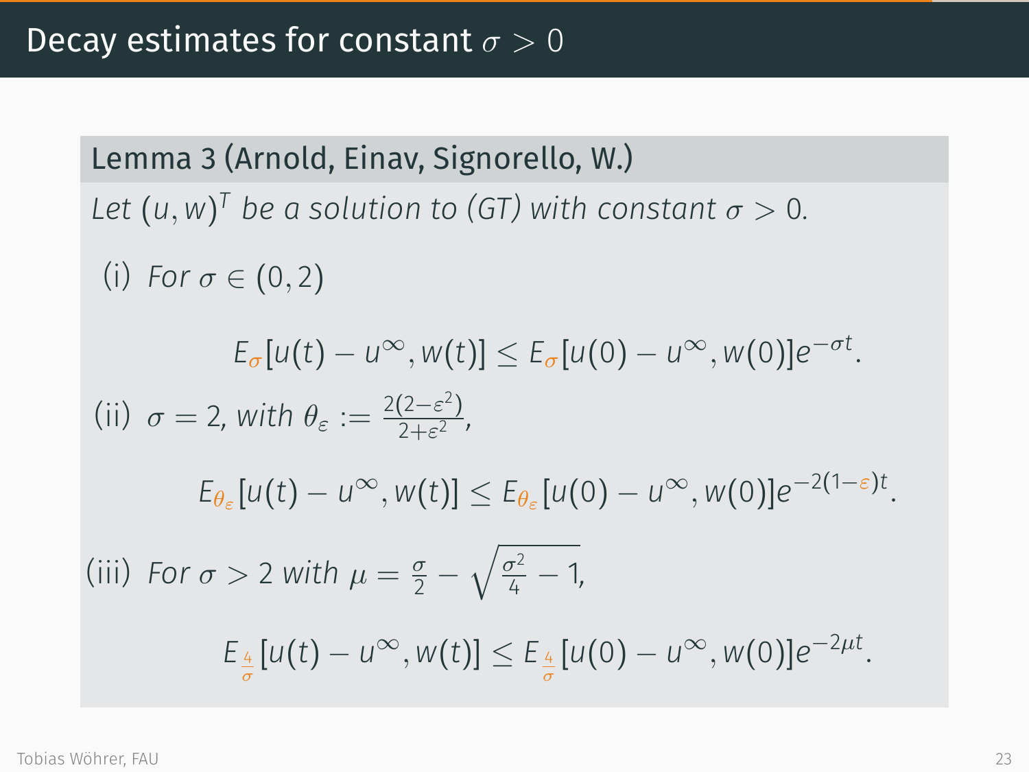# Decay estimates for constant $\sigma > 0$

**Lemma 3 (Arnold, Einav, Signorello, W.)**

*Let $(u, w)^T$ be a solution to (GT) with constant $\sigma > 0$.*

(i) *For $\sigma \in (0, 2)$*

$$E_{\sigma}[u(t) - u^{\infty}, w(t)] \leq E_{\sigma}[u(0) - u^{\infty}, w(0)]e^{-\sigma t}.$$

(ii) $\sigma = 2$, *with* $\theta_{\varepsilon} := \frac{2(2-\varepsilon^2)}{2+\varepsilon^2}$,

$$E_{\theta_{\varepsilon}}[u(t) - u^{\infty}, w(t)] \leq E_{\theta_{\varepsilon}}[u(0) - u^{\infty}, w(0)]e^{-2(1-\varepsilon)t}.$$

(iii) *For $\sigma > 2$ with* $\mu = \frac{\sigma}{2} - \sqrt{\frac{\sigma^2}{4} - 1}$,

$$E_{\frac{4}{\sigma}}[u(t) - u^{\infty}, w(t)] \leq E_{\frac{4}{\sigma}}[u(0) - u^{\infty}, w(0)]e^{-2\mu t}.$$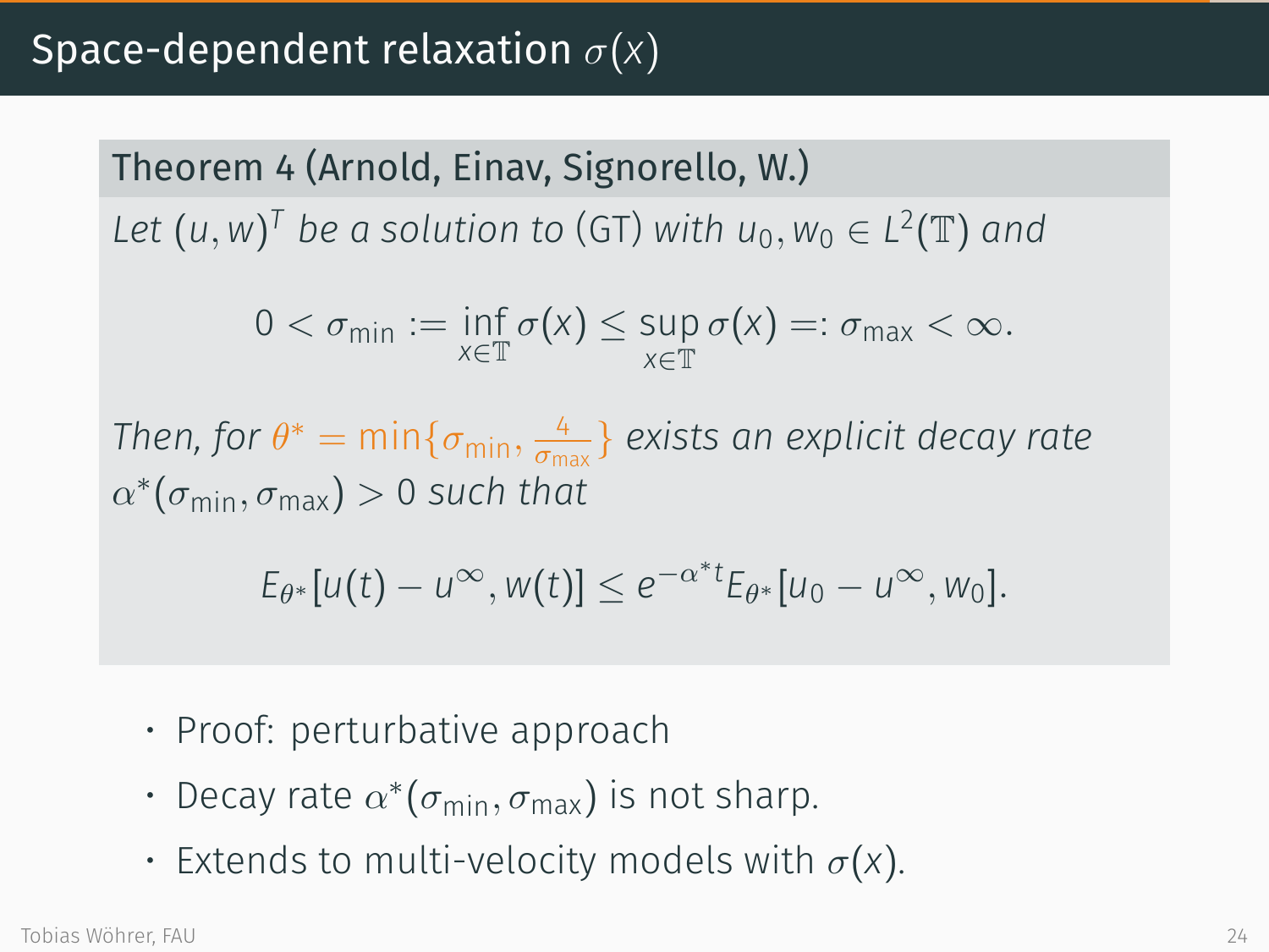# Space-dependent relaxation $\sigma(x)$

**Theorem 4 (Arnold, Einav, Signorello, W.)**

*Let $(u, w)^T$ be a solution to (GT) with $u_0, w_0 \in L^2(\mathbb{T})$ and*

$$0 < \sigma_{\min} := \inf_{x \in \mathbb{T}} \sigma(x) \leq \sup_{x \in \mathbb{T}} \sigma(x) =: \sigma_{\max} < \infty.$$

*Then, for $\theta^* = \min\{\sigma_{\min}, \frac{4}{\sigma_{\max}}\}$ exists an explicit decay rate $\alpha^*(\sigma_{\min}, \sigma_{\max}) > 0$ such that*

$$E_{\theta^*}[u(t) - u^\infty, w(t)] \leq e^{-\alpha^* t} E_{\theta^*}[u_0 - u^\infty, w_0].$$

- Proof: perturbative approach
- Decay rate $\alpha^*(\sigma_{\min}, \sigma_{\max})$ is not sharp.
- Extends to multi-velocity models with $\sigma(x)$.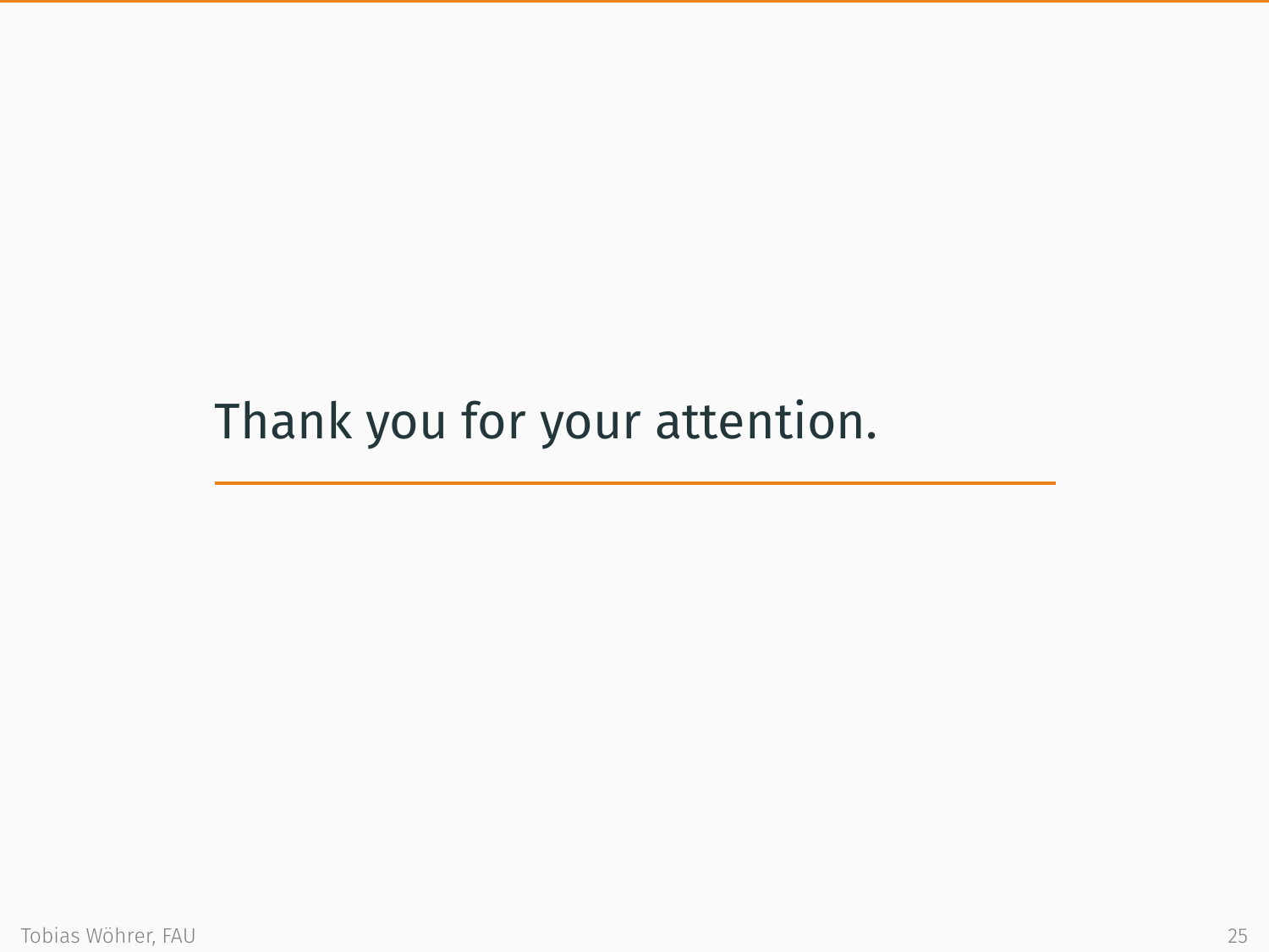# Thank you for your attention.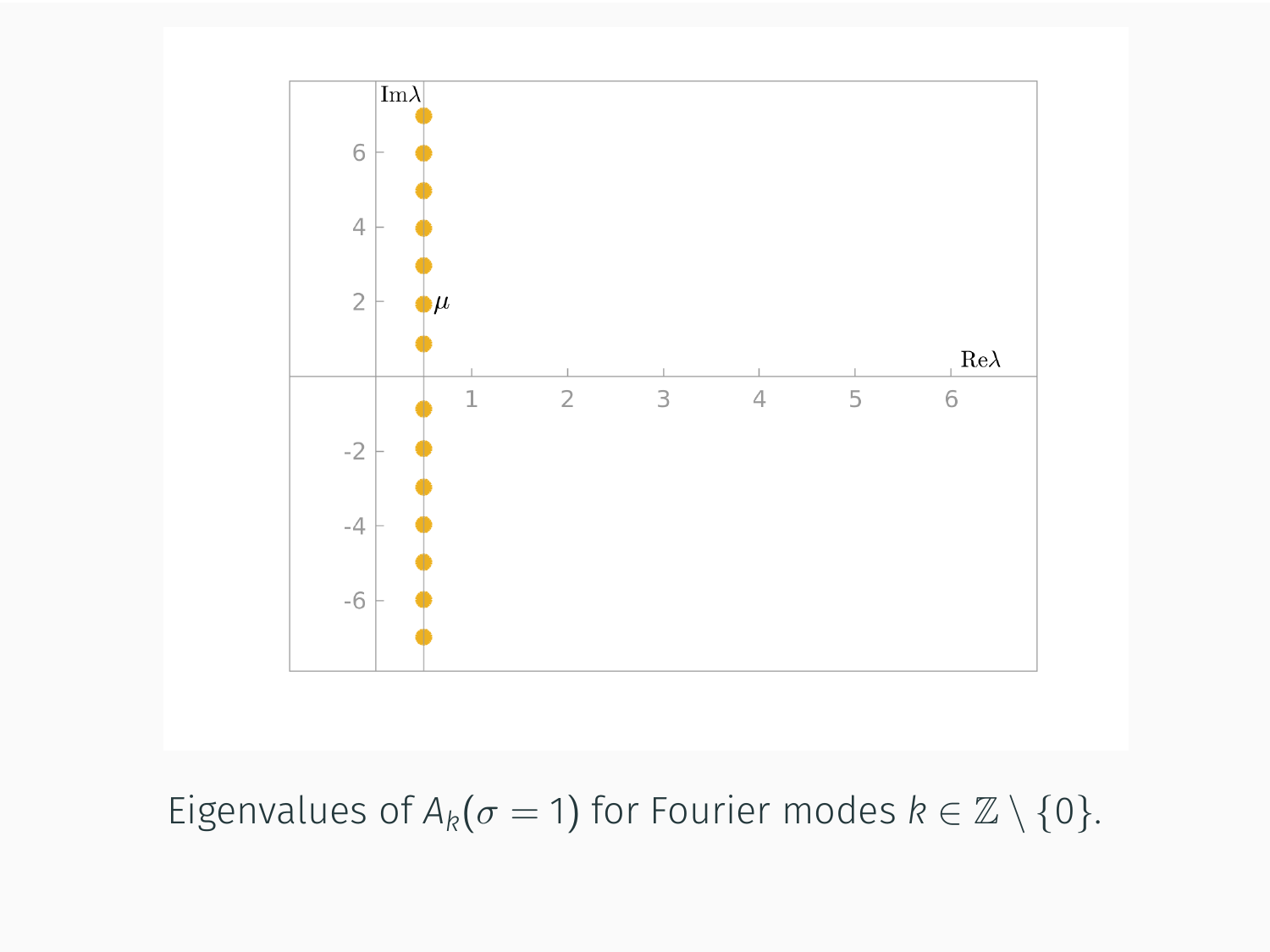Eigenvalues of $A_k(\sigma = 1)$ for Fourier modes $k \in \mathbb{Z} \setminus \{0\}$.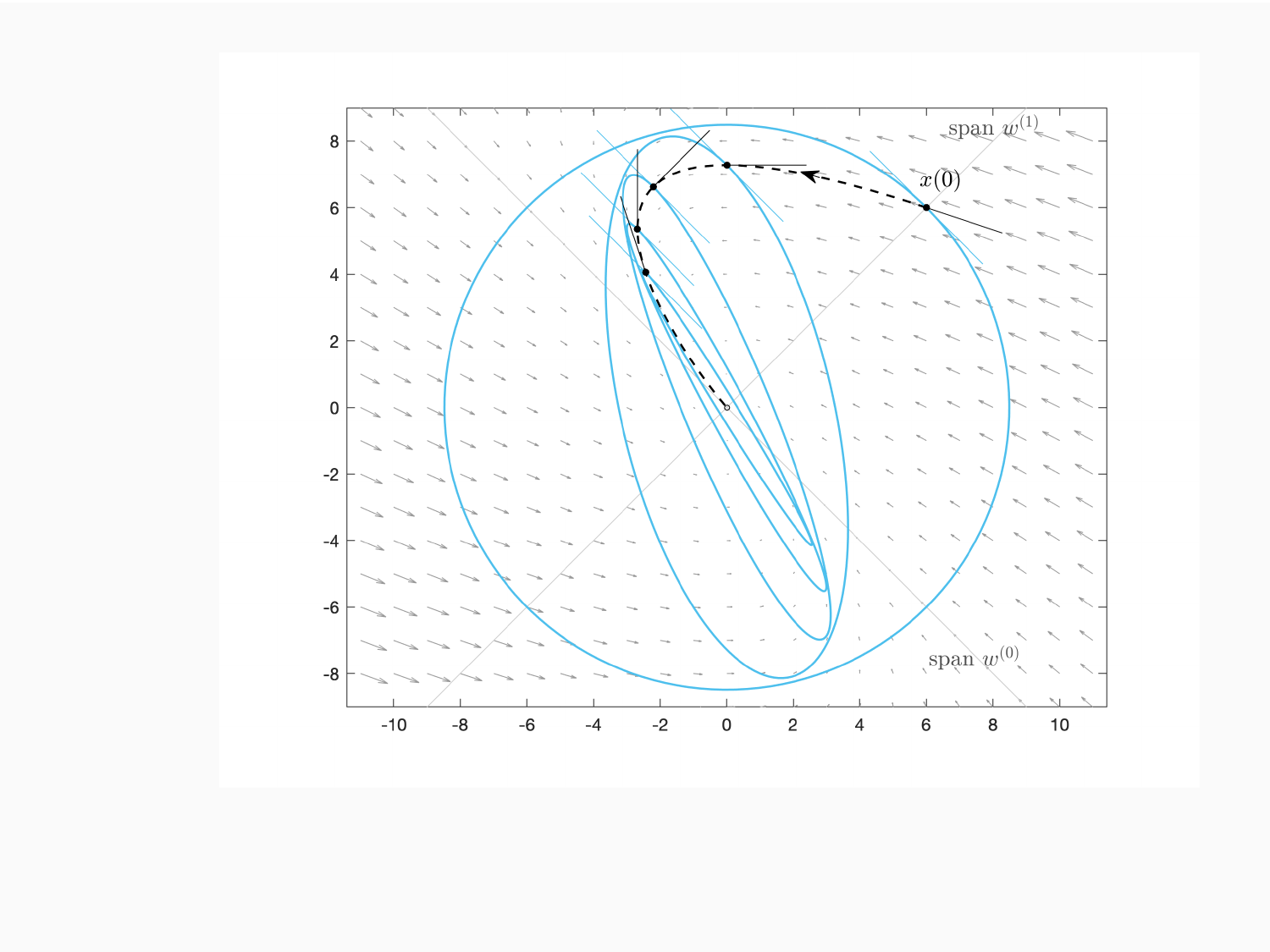span $w^{(1)}$

$x(0)$

span $w^{(0)}$

8
6
4
2
0
-2
-4
-6
-8

-10 -8 -6 -4 -2 0 2 4 6 8 10